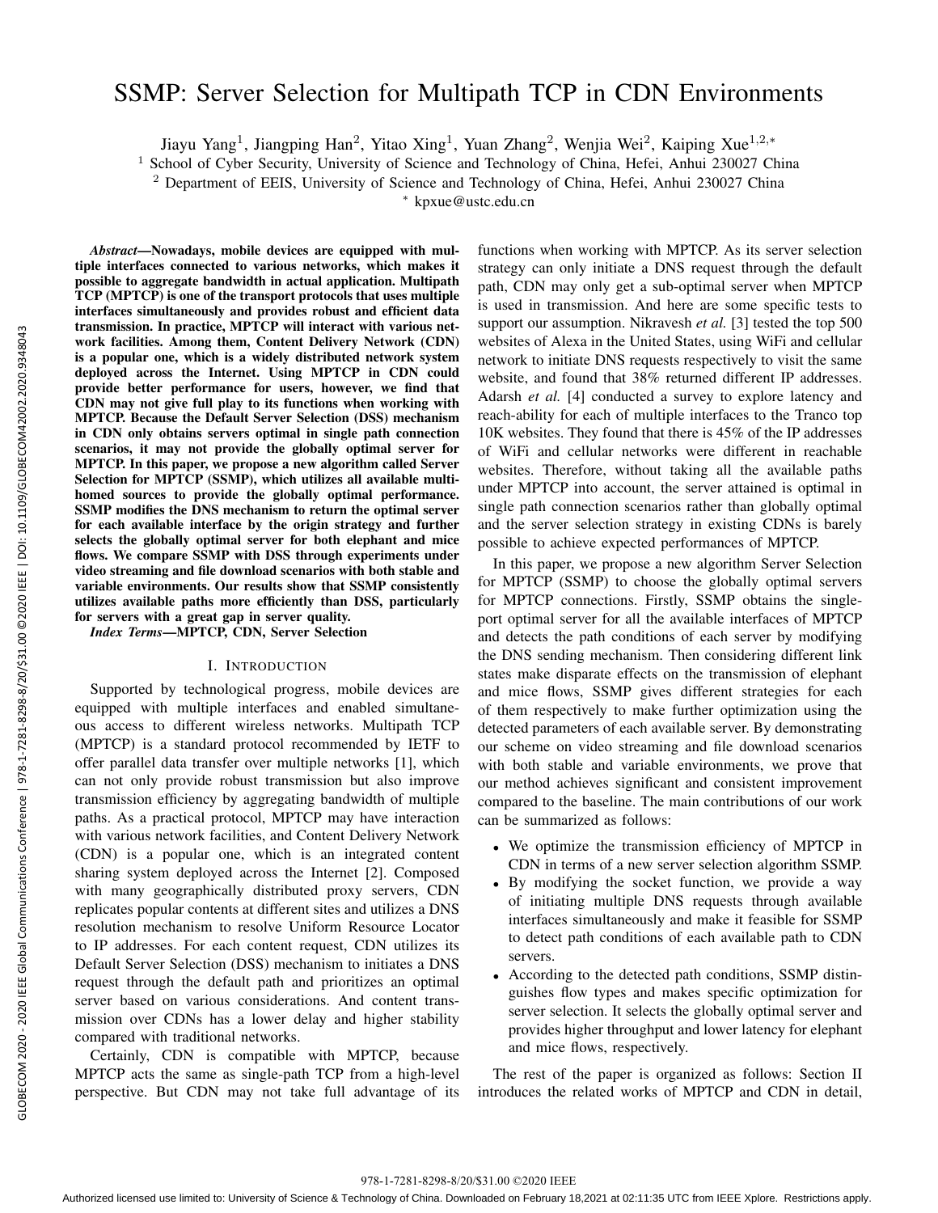# SSMP: Server Selection for Multipath TCP in CDN Environments

Jiayu Yang[1], Jiangping Han[2], Yitao Xing[1], Yuan Zhang[2], Wenjia Wei[2], Kaiping Xue[1,2,*]

[1] School of Cyber Security, University of Science and Technology of China, Hefei, Anhui 230027 China

[2] Department of EEIS, University of Science and Technology of China, Hefei, Anhui 230027 China

[*] kpxue@ustc.edu.cn

***Abstract*—Nowadays, mobile devices are equipped with multiple interfaces connected to various networks, which makes it possible to aggregate bandwidth in actual application. Multipath TCP (MPTCP) is one of the transport protocols that uses multiple interfaces simultaneously and provides robust and efficient data transmission. In practice, MPTCP will interact with various network facilities. Among them, Content Delivery Network (CDN) is a popular one, which is a widely distributed network system deployed across the Internet. Using MPTCP in CDN could provide better performance for users, however, we find that CDN may not give full play to its functions when working with MPTCP. Because the Default Server Selection (DSS) mechanism in CDN only obtains servers optimal in single path connection scenarios, it may not provide the globally optimal server for MPTCP. In this paper, we propose a new algorithm called Server Selection for MPTCP (SSMP), which utilizes all available multihomed sources to provide the globally optimal performance. SSMP modifies the DNS mechanism to return the optimal server for each available interface by the origin strategy and further selects the globally optimal server for both elephant and mice flows. We compare SSMP with DSS through experiments under video streaming and file download scenarios with both stable and variable environments. Our results show that SSMP consistently utilizes available paths more efficiently than DSS, particularly for servers with a great gap in server quality.**

***Index Terms*—MPTCP, CDN, Server Selection**

## I. Introduction

Supported by technological progress, mobile devices are equipped with multiple interfaces and enabled simultaneous access to different wireless networks. Multipath TCP (MPTCP) is a standard protocol recommended by IETF to offer parallel data transfer over multiple networks [1], which can not only provide robust transmission but also improve transmission efficiency by aggregating bandwidth of multiple paths. As a practical protocol, MPTCP may have interaction with various network facilities, and Content Delivery Network (CDN) is a popular one, which is an integrated content sharing system deployed across the Internet [2]. Composed with many geographically distributed proxy servers, CDN replicates popular contents at different sites and utilizes a DNS resolution mechanism to resolve Uniform Resource Locator to IP addresses. For each content request, CDN utilizes its Default Server Selection (DSS) mechanism to initiates a DNS request through the default path and prioritizes an optimal server based on various considerations. And content transmission over CDNs has a lower delay and higher stability compared with traditional networks.

Certainly, CDN is compatible with MPTCP, because MPTCP acts the same as single-path TCP from a high-level perspective. But CDN may not take full advantage of its functions when working with MPTCP. As its server selection strategy can only initiate a DNS request through the default path, CDN may only get a sub-optimal server when MPTCP is used in transmission. And here are some specific tests to support our assumption. Nikravesh *et al.* [3] tested the top 500 websites of Alexa in the United States, using WiFi and cellular network to initiate DNS requests respectively to visit the same website, and found that 38% returned different IP addresses. Adarsh *et al.* [4] conducted a survey to explore latency and reach-ability for each of multiple interfaces to the Tranco top 10K websites. They found that there is 45% of the IP addresses of WiFi and cellular networks were different in reachable websites. Therefore, without taking all the available paths under MPTCP into account, the server attained is optimal in single path connection scenarios rather than globally optimal and the server selection strategy in existing CDNs is barely possible to achieve expected performances of MPTCP.

In this paper, we propose a new algorithm Server Selection for MPTCP (SSMP) to choose the globally optimal servers for MPTCP connections. Firstly, SSMP obtains the single-port optimal server for all the available interfaces of MPTCP and detects the path conditions of each server by modifying the DNS sending mechanism. Then considering different link states make disparate effects on the transmission of elephant and mice flows, SSMP gives different strategies for each of them respectively to make further optimization using the detected parameters of each available server. By demonstrating our scheme on video streaming and file download scenarios with both stable and variable environments, we prove that our method achieves significant and consistent improvement compared to the baseline. The main contributions of our work can be summarized as follows:

- We optimize the transmission efficiency of MPTCP in CDN in terms of a new server selection algorithm SSMP.
- By modifying the socket function, we provide a way of initiating multiple DNS requests through available interfaces simultaneously and make it feasible for SSMP to detect path conditions of each available path to CDN servers.
- According to the detected path conditions, SSMP distinguishes flow types and makes specific optimization for server selection. It selects the globally optimal server and provides higher throughput and lower latency for elephant and mice flows, respectively.

The rest of the paper is organized as follows: Section II introduces the related works of MPTCP and CDN in detail,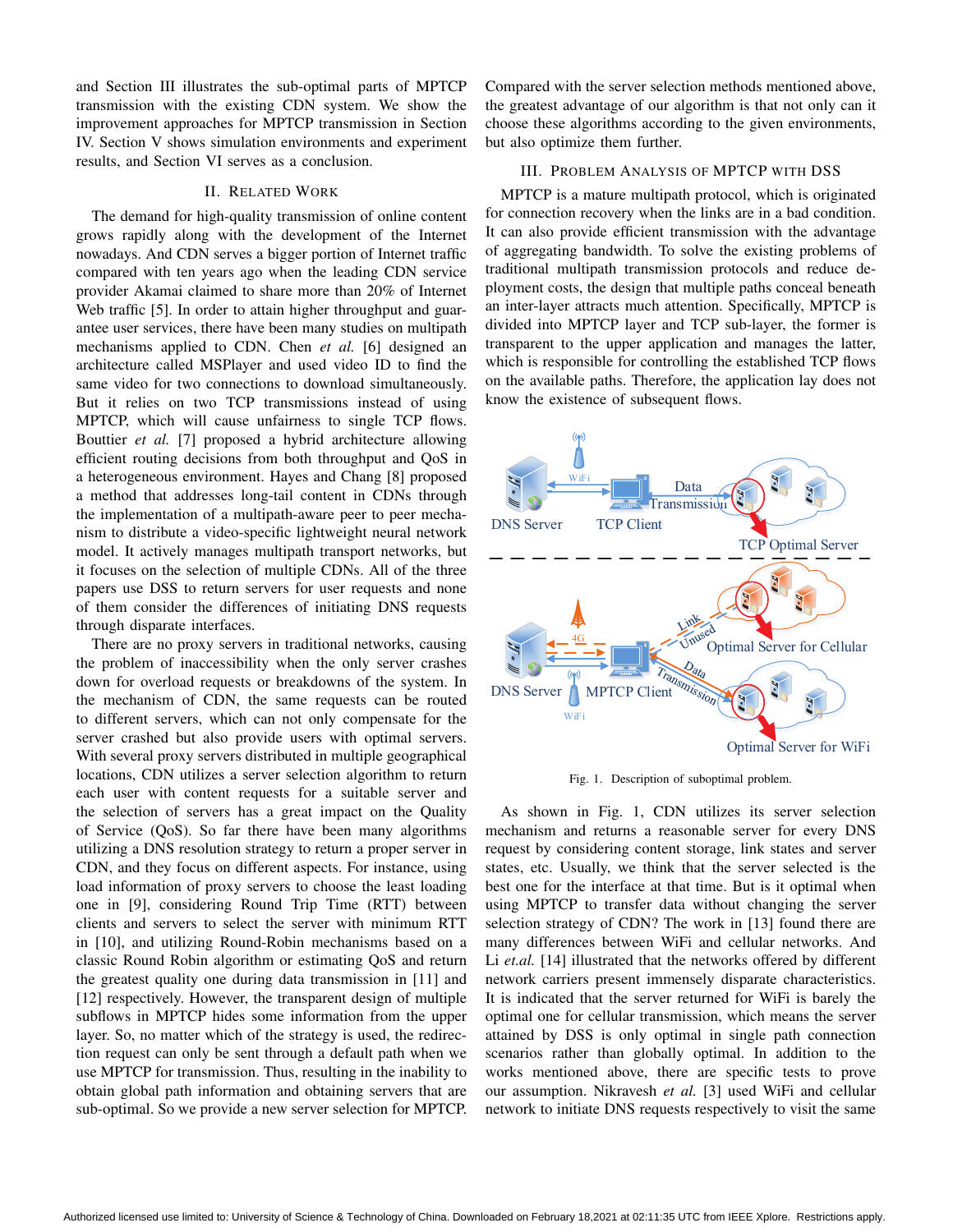and Section III illustrates the sub-optimal parts of MPTCP transmission with the existing CDN system. We show the improvement approaches for MPTCP transmission in Section IV. Section V shows simulation environments and experiment results, and Section VI serves as a conclusion.

## II. Related Work

The demand for high-quality transmission of online content grows rapidly along with the development of the Internet nowadays. And CDN serves a bigger portion of Internet traffic compared with ten years ago when the leading CDN service provider Akamai claimed to share more than 20% of Internet Web traffic [5]. In order to attain higher throughput and guarantee user services, there have been many studies on multipath mechanisms applied to CDN. Chen *et al.* [6] designed an architecture called MSPlayer and used video ID to find the same video for two connections to download simultaneously. But it relies on two TCP transmissions instead of using MPTCP, which will cause unfairness to single TCP flows. Bouttier *et al.* [7] proposed a hybrid architecture allowing efficient routing decisions from both throughput and QoS in a heterogeneous environment. Hayes and Chang [8] proposed a method that addresses long-tail content in CDNs through the implementation of a multipath-aware peer to peer mechanism to distribute a video-specific lightweight neural network model. It actively manages multipath transport networks, but it focuses on the selection of multiple CDNs. All of the three papers use DSS to return servers for user requests and none of them consider the differences of initiating DNS requests through disparate interfaces.

There are no proxy servers in traditional networks, causing the problem of inaccessibility when the only server crashes down for overload requests or breakdowns of the system. In the mechanism of CDN, the same requests can be routed to different servers, which can not only compensate for the server crashed but also provide users with optimal servers. With several proxy servers distributed in multiple geographical locations, CDN utilizes a server selection algorithm to return each user with content requests for a suitable server and the selection of servers has a great impact on the Quality of Service (QoS). So far there have been many algorithms utilizing a DNS resolution strategy to return a proper server in CDN, and they focus on different aspects. For instance, using load information of proxy servers to choose the least loading one in [9], considering Round Trip Time (RTT) between clients and servers to select the server with minimum RTT in [10], and utilizing Round-Robin mechanisms based on a classic Round Robin algorithm or estimating QoS and return the greatest quality one during data transmission in [11] and [12] respectively. However, the transparent design of multiple subflows in MPTCP hides some information from the upper layer. So, no matter which of the strategy is used, the redirection request can only be sent through a default path when we use MPTCP for transmission. Thus, resulting in the inability to obtain global path information and obtaining servers that are sub-optimal. So we provide a new server selection for MPTCP. Compared with the server selection methods mentioned above, the greatest advantage of our algorithm is that not only can it choose these algorithms according to the given environments, but also optimize them further.

## III. Problem Analysis of MPTCP with DSS

MPTCP is a mature multipath protocol, which is originated for connection recovery when the links are in a bad condition. It can also provide efficient transmission with the advantage of aggregating bandwidth. To solve the existing problems of traditional multipath transmission protocols and reduce deployment costs, the design that multiple paths conceal beneath an inter-layer attracts much attention. Specifically, MPTCP is divided into MPTCP layer and TCP sub-layer, the former is transparent to the upper application and manages the latter, which is responsible for controlling the established TCP flows on the available paths. Therefore, the application lay does not know the existence of subsequent flows.

Fig. 1. Description of suboptimal problem.

As shown in Fig. 1, CDN utilizes its server selection mechanism and returns a reasonable server for every DNS request by considering content storage, link states and server states, etc. Usually, we think that the server selected is the best one for the interface at that time. But is it optimal when using MPTCP to transfer data without changing the server selection strategy of CDN? The work in [13] found there are many differences between WiFi and cellular networks. And Li *et.al.* [14] illustrated that the networks offered by different network carriers present immensely disparate characteristics. It is indicated that the server returned for WiFi is barely the optimal one for cellular transmission, which means the server attained by DSS is only optimal in single path connection scenarios rather than globally optimal. In addition to the works mentioned above, there are specific tests to prove our assumption. Nikravesh *et al.* [3] used WiFi and cellular network to initiate DNS requests respectively to visit the same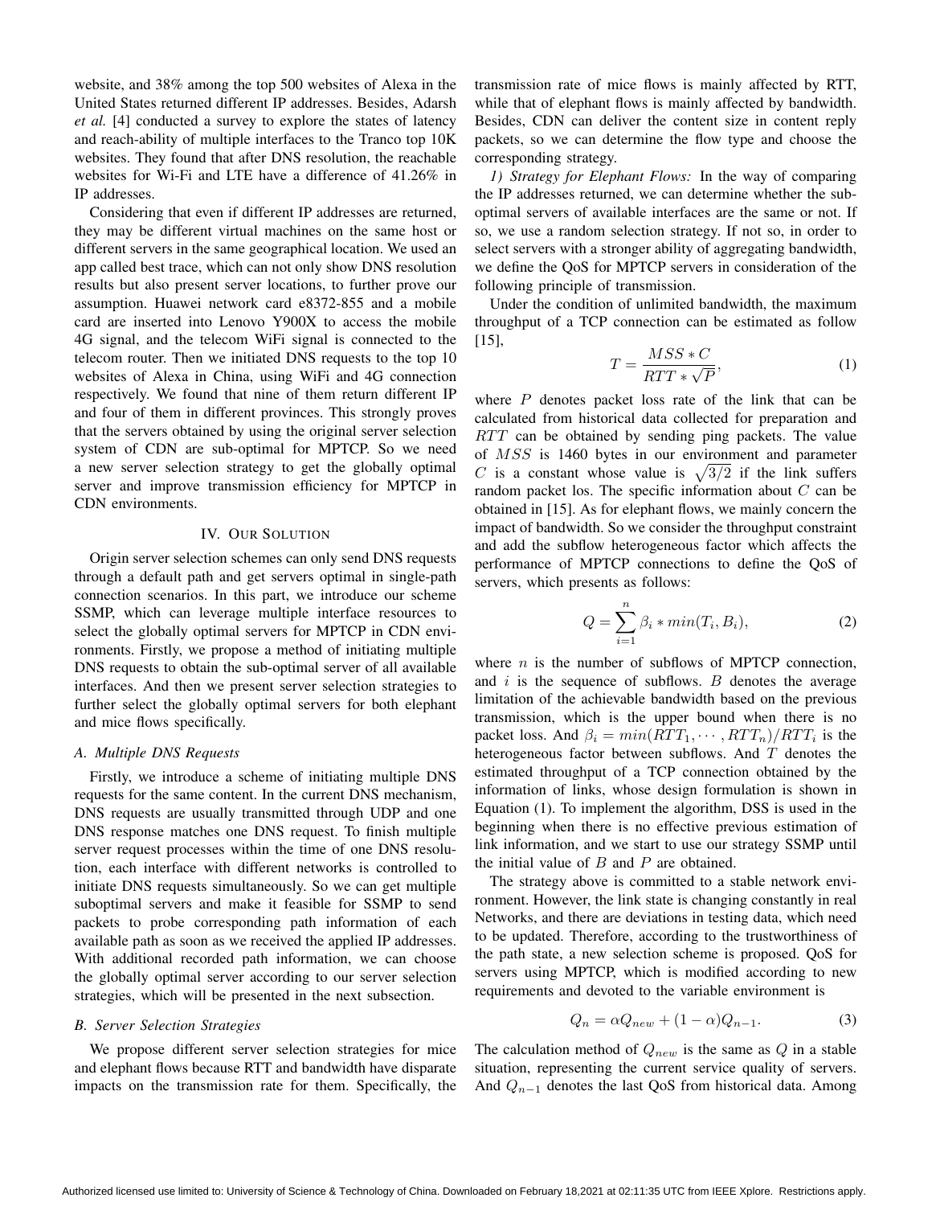website, and 38% among the top 500 websites of Alexa in the United States returned different IP addresses. Besides, Adarsh *et al.* [4] conducted a survey to explore the states of latency and reach-ability of multiple interfaces to the Tranco top 10K websites. They found that after DNS resolution, the reachable websites for Wi-Fi and LTE have a difference of 41.26% in IP addresses.

Considering that even if different IP addresses are returned, they may be different virtual machines on the same host or different servers in the same geographical location. We used an app called best trace, which can not only show DNS resolution results but also present server locations, to further prove our assumption. Huawei network card e8372-855 and a mobile card are inserted into Lenovo Y900X to access the mobile 4G signal, and the telecom WiFi signal is connected to the telecom router. Then we initiated DNS requests to the top 10 websites of Alexa in China, using WiFi and 4G connection respectively. We found that nine of them return different IP and four of them in different provinces. This strongly proves that the servers obtained by using the original server selection system of CDN are sub-optimal for MPTCP. So we need a new server selection strategy to get the globally optimal server and improve transmission efficiency for MPTCP in CDN environments.

## IV. Our Solution

Origin server selection schemes can only send DNS requests through a default path and get servers optimal in single-path connection scenarios. In this part, we introduce our scheme SSMP, which can leverage multiple interface resources to select the globally optimal servers for MPTCP in CDN environments. Firstly, we propose a method of initiating multiple DNS requests to obtain the sub-optimal server of all available interfaces. And then we present server selection strategies to further select the globally optimal servers for both elephant and mice flows specifically.

### A. Multiple DNS Requests

Firstly, we introduce a scheme of initiating multiple DNS requests for the same content. In the current DNS mechanism, DNS requests are usually transmitted through UDP and one DNS response matches one DNS request. To finish multiple server request processes within the time of one DNS resolution, each interface with different networks is controlled to initiate DNS requests simultaneously. So we can get multiple suboptimal servers and make it feasible for SSMP to send packets to probe corresponding path information of each available path as soon as we received the applied IP addresses. With additional recorded path information, we can choose the globally optimal server according to our server selection strategies, which will be presented in the next subsection.

### B. Server Selection Strategies

We propose different server selection strategies for mice and elephant flows because RTT and bandwidth have disparate impacts on the transmission rate for them. Specifically, the transmission rate of mice flows is mainly affected by RTT, while that of elephant flows is mainly affected by bandwidth. Besides, CDN can deliver the content size in content reply packets, so we can determine the flow type and choose the corresponding strategy.

*1) Strategy for Elephant Flows:* In the way of comparing the IP addresses returned, we can determine whether the sub-optimal servers of available interfaces are the same or not. If so, we use a random selection strategy. If not so, in order to select servers with a stronger ability of aggregating bandwidth, we define the QoS for MPTCP servers in consideration of the following principle of transmission.

Under the condition of unlimited bandwidth, the maximum throughput of a TCP connection can be estimated as follow [15],

$$T = \frac{MSS * C}{RTT * \sqrt{P}}, \tag{1}$$

where $P$ denotes packet loss rate of the link that can be calculated from historical data collected for preparation and $RTT$ can be obtained by sending ping packets. The value of $MSS$ is 1460 bytes in our environment and parameter $C$ is a constant whose value is $\sqrt{3/2}$ if the link suffers random packet los. The specific information about $C$ can be obtained in [15]. As for elephant flows, we mainly concern the impact of bandwidth. So we consider the throughput constraint and add the subflow heterogeneous factor which affects the performance of MPTCP connections to define the QoS of servers, which presents as follows:

$$Q = \sum_{i=1}^{n} \beta_i * min(T_i, B_i), \tag{2}$$

where $n$ is the number of subflows of MPTCP connection, and $i$ is the sequence of subflows. $B$ denotes the average limitation of the achievable bandwidth based on the previous transmission, which is the upper bound when there is no packet loss. And $\beta_i = min(RTT_1, \cdots, RTT_n)/RTT_i$ is the heterogeneous factor between subflows. And $T$ denotes the estimated throughput of a TCP connection obtained by the information of links, whose design formulation is shown in Equation (1). To implement the algorithm, DSS is used in the beginning when there is no effective previous estimation of link information, and we start to use our strategy SSMP until the initial value of $B$ and $P$ are obtained.

The strategy above is committed to a stable network environment. However, the link state is changing constantly in real Networks, and there are deviations in testing data, which need to be updated. Therefore, according to the trustworthiness of the path state, a new selection scheme is proposed. QoS for servers using MPTCP, which is modified according to new requirements and devoted to the variable environment is

$$Q_n = \alpha Q_{new} + (1 - \alpha) Q_{n-1}. \tag{3}$$

The calculation method of $Q_{new}$ is the same as $Q$ in a stable situation, representing the current service quality of servers. And $Q_{n-1}$ denotes the last QoS from historical data. Among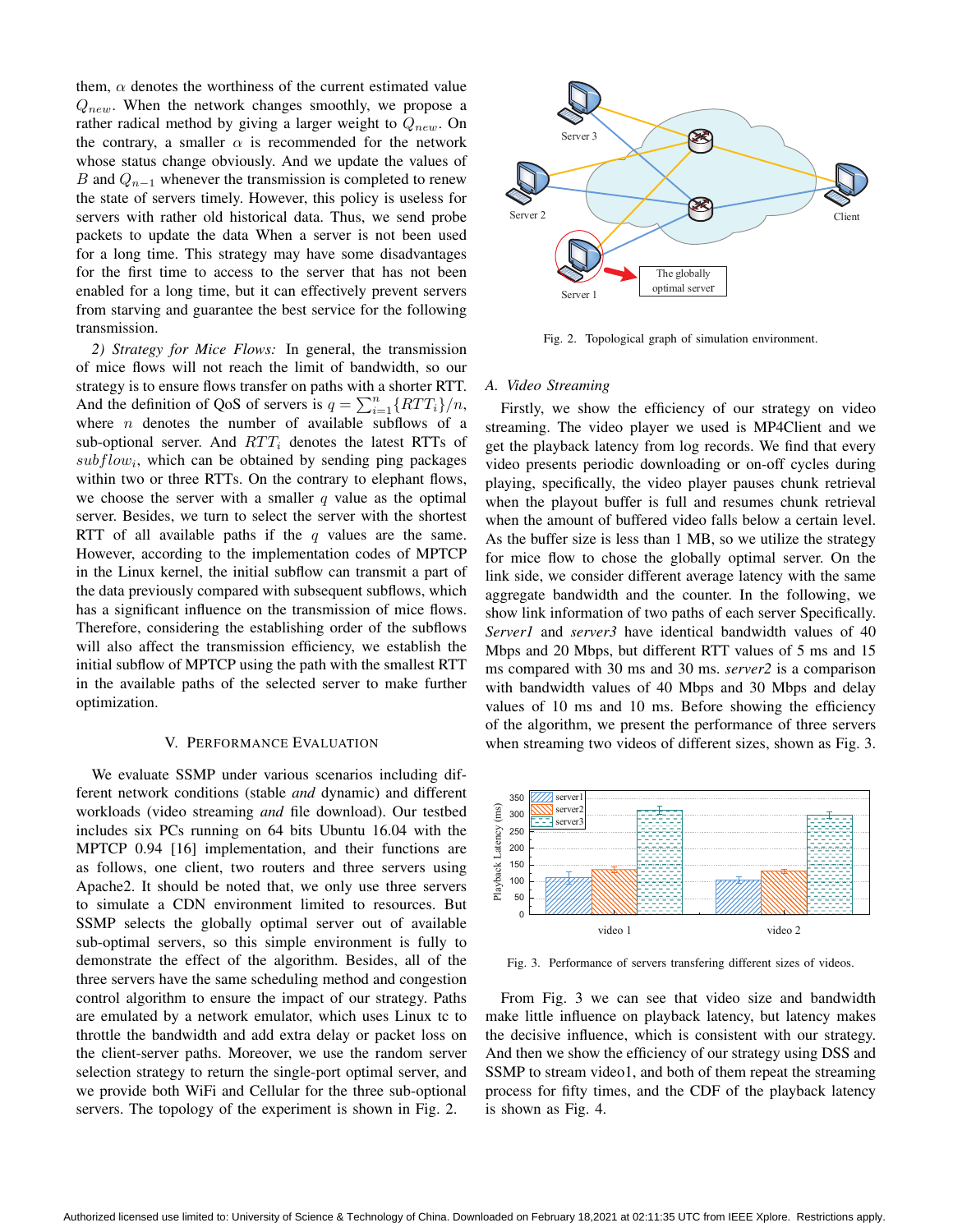them, $\alpha$ denotes the worthiness of the current estimated value $Q_{new}$. When the network changes smoothly, we propose a rather radical method by giving a larger weight to $Q_{new}$. On the contrary, a smaller $\alpha$ is recommended for the network whose status change obviously. And we update the values of $B$ and $Q_{n-1}$ whenever the transmission is completed to renew the state of servers timely. However, this policy is useless for servers with rather old historical data. Thus, we send probe packets to update the data When a server is not been used for a long time. This strategy may have some disadvantages for the first time to access to the server that has not been enabled for a long time, but it can effectively prevent servers from starving and guarantee the best service for the following transmission.

*2) Strategy for Mice Flows:* In general, the transmission of mice flows will not reach the limit of bandwidth, so our strategy is to ensure flows transfer on paths with a shorter RTT. And the definition of QoS of servers is $q = \sum_{i=1}^{n}\{RTT_i\}/n$, where $n$ denotes the number of available subflows of a sub-optional server. And $RTT_i$ denotes the latest RTTs of $subflow_i$, which can be obtained by sending ping packages within two or three RTTs. On the contrary to elephant flows, we choose the server with a smaller $q$ value as the optimal server. Besides, we turn to select the server with the shortest RTT of all available paths if the $q$ values are the same. However, according to the implementation codes of MPTCP in the Linux kernel, the initial subflow can transmit a part of the data previously compared with subsequent subflows, which has a significant influence on the transmission of mice flows. Therefore, considering the establishing order of the subflows will also affect the transmission efficiency, we establish the initial subflow of MPTCP using the path with the smallest RTT in the available paths of the selected server to make further optimization.

## V. Performance Evaluation

We evaluate SSMP under various scenarios including different network conditions (stable *and* dynamic) and different workloads (video streaming *and* file download). Our testbed includes six PCs running on 64 bits Ubuntu 16.04 with the MPTCP 0.94 [16] implementation, and their functions are as follows, one client, two routers and three servers using Apache2. It should be noted that, we only use three servers to simulate a CDN environment limited to resources. But SSMP selects the globally optimal server out of available sub-optimal servers, so this simple environment is fully to demonstrate the effect of the algorithm. Besides, all of the three servers have the same scheduling method and congestion control algorithm to ensure the impact of our strategy. Paths are emulated by a network emulator, which uses Linux tc to throttle the bandwidth and add extra delay or packet loss on the client-server paths. Moreover, we use the random server selection strategy to return the single-port optimal server, and we provide both WiFi and Cellular for the three sub-optional servers. The topology of the experiment is shown in Fig. 2.

Fig. 2. Topological graph of simulation environment.

### A. Video Streaming

Firstly, we show the efficiency of our strategy on video streaming. The video player we used is MP4Client and we get the playback latency from log records. We find that every video presents periodic downloading or on-off cycles during playing, specifically, the video player pauses chunk retrieval when the playout buffer is full and resumes chunk retrieval when the amount of buffered video falls below a certain level. As the buffer size is less than 1 MB, so we utilize the strategy for mice flow to chose the globally optimal server. On the link side, we consider different average latency with the same aggregate bandwidth and the counter. In the following, we show link information of two paths of each server Specifically. *Server1* and *server3* have identical bandwidth values of 40 Mbps and 20 Mbps, but different RTT values of 5 ms and 15 ms compared with 30 ms and 30 ms. *server2* is a comparison with bandwidth values of 40 Mbps and 30 Mbps and delay values of 10 ms and 10 ms. Before showing the efficiency of the algorithm, we present the performance of three servers when streaming two videos of different sizes, shown as Fig. 3.

Fig. 3. Performance of servers transfering different sizes of videos.

From Fig. 3 we can see that video size and bandwidth make little influence on playback latency, but latency makes the decisive influence, which is consistent with our strategy. And then we show the efficiency of our strategy using DSS and SSMP to stream video1, and both of them repeat the streaming process for fifty times, and the CDF of the playback latency is shown as Fig. 4.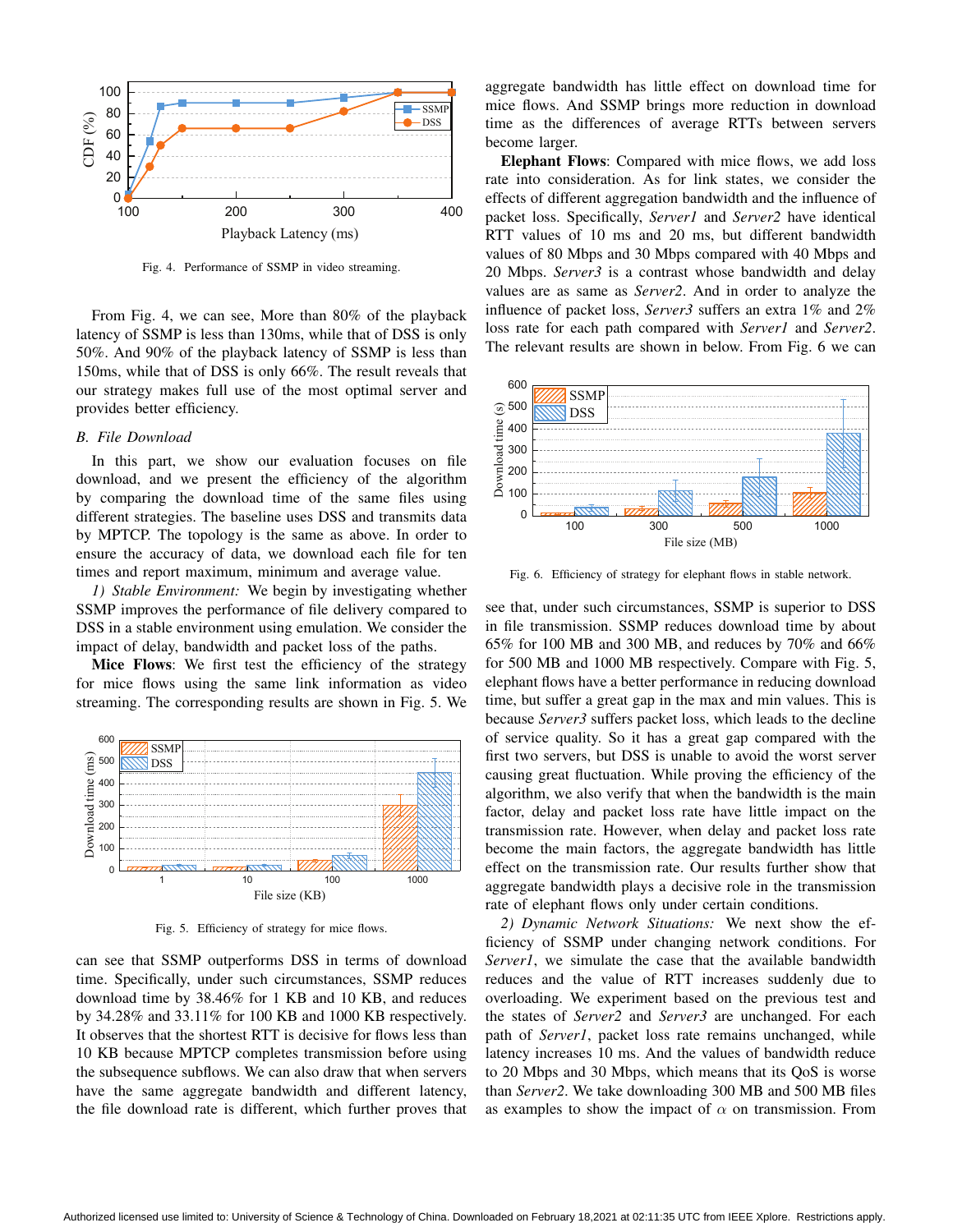Fig. 4. Performance of SSMP in video streaming.

From Fig. 4, we can see, More than 80% of the playback latency of SSMP is less than 130ms, while that of DSS is only 50%. And 90% of the playback latency of SSMP is less than 150ms, while that of DSS is only 66%. The result reveals that our strategy makes full use of the most optimal server and provides better efficiency.

### *B. File Download*

In this part, we show our evaluation focuses on file download, and we present the efficiency of the algorithm by comparing the download time of the same files using different strategies. The baseline uses DSS and transmits data by MPTCP. The topology is the same as above. In order to ensure the accuracy of data, we download each file for ten times and report maximum, minimum and average value.

*1) Stable Environment:* We begin by investigating whether SSMP improves the performance of file delivery compared to DSS in a stable environment using emulation. We consider the impact of delay, bandwidth and packet loss of the paths.

**Mice Flows**: We first test the efficiency of the strategy for mice flows using the same link information as video streaming. The corresponding results are shown in Fig. 5. We can see that SSMP outperforms DSS in terms of download time. Specifically, under such circumstances, SSMP reduces download time by 38.46% for 1 KB and 10 KB, and reduces by 34.28% and 33.11% for 100 KB and 1000 KB respectively. It observes that the shortest RTT is decisive for flows less than 10 KB because MPTCP completes transmission before using the subsequence subflows. We can also draw that when servers have the same aggregate bandwidth and different latency, the file download rate is different, which further proves that aggregate bandwidth has little effect on download time for mice flows. And SSMP brings more reduction in download time as the differences of average RTTs between servers become larger.

Fig. 5. Efficiency of strategy for mice flows.

**Elephant Flows**: Compared with mice flows, we add loss rate into consideration. As for link states, we consider the effects of different aggregation bandwidth and the influence of packet loss. Specifically, *Server1* and *Server2* have identical RTT values of 10 ms and 20 ms, but different bandwidth values of 80 Mbps and 30 Mbps compared with 40 Mbps and 20 Mbps. *Server3* is a contrast whose bandwidth and delay values are as same as *Server2*. And in order to analyze the influence of packet loss, *Server3* suffers an extra 1% and 2% loss rate for each path compared with *Server1* and *Server2*. The relevant results are shown in below. From Fig. 6 we can see that, under such circumstances, SSMP is superior to DSS in file transmission. SSMP reduces download time by about 65% for 100 MB and 300 MB, and reduces by 70% and 66% for 500 MB and 1000 MB respectively. Compare with Fig. 5, elephant flows have a better performance in reducing download time, but suffer a great gap in the max and min values. This is because *Server3* suffers packet loss, which leads to the decline of service quality. So it has a great gap compared with the first two servers, but DSS is unable to avoid the worst server causing great fluctuation. While proving the efficiency of the algorithm, we also verify that when the bandwidth is the main factor, delay and packet loss rate have little impact on the transmission rate. However, when delay and packet loss rate become the main factors, the aggregate bandwidth has little effect on the transmission rate. Our results further show that aggregate bandwidth plays a decisive role in the transmission rate of elephant flows only under certain conditions.

Fig. 6. Efficiency of strategy for elephant flows in stable network.

*2) Dynamic Network Situations:* We next show the efficiency of SSMP under changing network conditions. For *Server1*, we simulate the case that the available bandwidth reduces and the value of RTT increases suddenly due to overloading. We experiment based on the previous test and the states of *Server2* and *Server3* are unchanged. For each path of *Server1*, packet loss rate remains unchanged, while latency increases 10 ms. And the values of bandwidth reduce to 20 Mbps and 30 Mbps, which means that its QoS is worse than *Server2*. We take downloading 300 MB and 500 MB files as examples to show the impact of $\alpha$ on transmission. From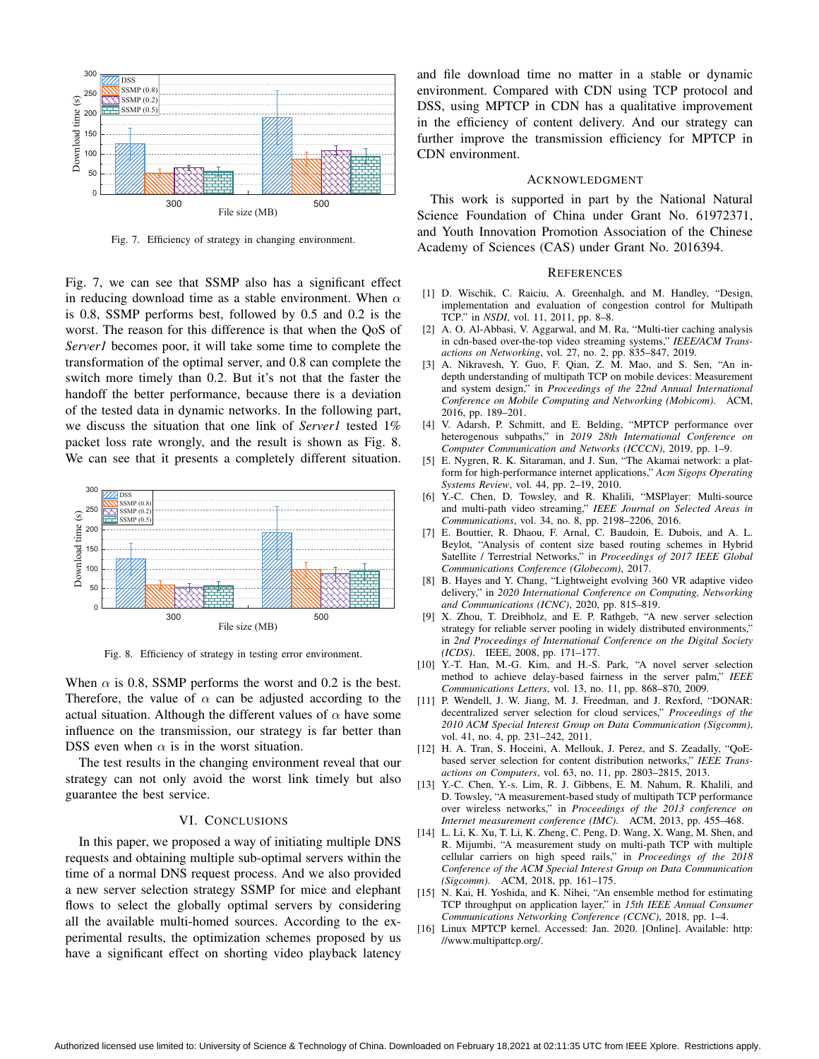300
250
200
150
100
50
0
Download time (s)
DSS
SSMP (0.8)
SSMP (0.2)
SSMP (0.5)
300
500
File size (MB)

Fig. 7. Efficiency of strategy in changing environment.

Fig. 7, we can see that SSMP also has a significant effect in reducing download time as a stable environment. When $\alpha$ is 0.8, SSMP performs best, followed by 0.5 and 0.2 is the worst. The reason for this difference is that when the QoS of *Server1* becomes poor, it will take some time to complete the transformation of the optimal server, and 0.8 can complete the switch more timely than 0.2. But it's not that the faster the handoff the better performance, because there is a deviation of the tested data in dynamic networks. In the following part, we discuss the situation that one link of *Server1* tested 1% packet loss rate wrongly, and the result is shown as Fig. 8. We can see that it presents a completely different situation.

300
250
200
150
100
50
0
Download time (s)
DSS
SSMP (0.8)
SSMP (0.2)
SSMP (0.5)
300
500
File size (MB)

Fig. 8. Efficiency of strategy in testing error environment.

When $\alpha$ is 0.8, SSMP performs the worst and 0.2 is the best. Therefore, the value of $\alpha$ can be adjusted according to the actual situation. Although the different values of $\alpha$ have some influence on the transmission, our strategy is far better than DSS even when $\alpha$ is in the worst situation.

The test results in the changing environment reveal that our strategy can not only avoid the worst link timely but also guarantee the best service.

## VI. Conclusions

In this paper, we proposed a way of initiating multiple DNS requests and obtaining multiple sub-optimal servers within the time of a normal DNS request process. And we also provided a new server selection strategy SSMP for mice and elephant flows to select the globally optimal servers by considering all the available multi-homed sources. According to the experimental results, the optimization schemes proposed by us have a significant effect on shorting video playback latency and file download time no matter in a stable or dynamic environment. Compared with CDN using TCP protocol and DSS, using MPTCP in CDN has a qualitative improvement in the efficiency of content delivery. And our strategy can further improve the transmission efficiency for MPTCP in CDN environment.

## Acknowledgment

This work is supported in part by the National Natural Science Foundation of China under Grant No. 61972371, and Youth Innovation Promotion Association of the Chinese Academy of Sciences (CAS) under Grant No. 2016394.

## References

[1] D. Wischik, C. Raiciu, A. Greenhalgh, and M. Handley, "Design, implementation and evaluation of congestion control for Multipath TCP." in *NSDI*, vol. 11, 2011, pp. 8–8.

[2] A. O. Al-Abbasi, V. Aggarwal, and M. Ra, "Multi-tier caching analysis in cdn-based over-the-top video streaming systems," *IEEE/ACM Transactions on Networking*, vol. 27, no. 2, pp. 835–847, 2019.

[3] A. Nikravesh, Y. Guo, F. Qian, Z. M. Mao, and S. Sen, "An in-depth understanding of multipath TCP on mobile devices: Measurement and system design," in *Proceedings of the 22nd Annual International Conference on Mobile Computing and Networking (Mobicom)*. ACM, 2016, pp. 189–201.

[4] V. Adarsh, P. Schmitt, and E. Belding, "MPTCP performance over heterogenous subpaths," in *2019 28th International Conference on Computer Communication and Networks (ICCCN)*, 2019, pp. 1–9.

[5] E. Nygren, R. K. Sitaraman, and J. Sun, "The Akamai network: a platform for high-performance internet applications," *Acm Sigops Operating Systems Review*, vol. 44, pp. 2–19, 2010.

[6] Y.-C. Chen, D. Towsley, and R. Khalili, "MSPlayer: Multi-source and multi-path video streaming," *IEEE Journal on Selected Areas in Communications*, vol. 34, no. 8, pp. 2198–2206, 2016.

[7] E. Bouttier, R. Dhaou, F. Arnal, C. Baudoin, E. Dubois, and A. L. Beylot, "Analysis of content size based routing schemes in Hybrid Satellite / Terrestrial Networks," in *Proceedings of 2017 IEEE Global Communications Conference (Globecom)*, 2017.

[8] B. Hayes and Y. Chang, "Lightweight evolving 360 VR adaptive video delivery," in *2020 International Conference on Computing, Networking and Communications (ICNC)*, 2020, pp. 815–819.

[9] X. Zhou, T. Dreibholz, and E. P. Rathgeb, "A new server selection strategy for reliable server pooling in widely distributed environments," in *2nd Proceedings of International Conference on the Digital Society (ICDS)*. IEEE, 2008, pp. 171–177.

[10] Y.-T. Han, M.-G. Kim, and H.-S. Park, "A novel server selection method to achieve delay-based fairness in the server palm," *IEEE Communications Letters*, vol. 13, no. 11, pp. 868–870, 2009.

[11] P. Wendell, J. W. Jiang, M. J. Freedman, and J. Rexford, "DONAR: decentralized server selection for cloud services," *Proceedings of the 2010 ACM Special Interest Group on Data Communication (Sigcomm)*, vol. 41, no. 4, pp. 231–242, 2011.

[12] H. A. Tran, S. Hoceini, A. Mellouk, J. Perez, and S. Zeadally, "QoE-based server selection for content distribution networks," *IEEE Transactions on Computers*, vol. 63, no. 11, pp. 2803–2815, 2013.

[13] Y.-C. Chen, Y.-s. Lim, R. J. Gibbens, E. M. Nahum, R. Khalili, and D. Towsley, "A measurement-based study of multipath TCP performance over wireless networks," in *Proceedings of the 2013 conference on Internet measurement conference (IMC)*. ACM, 2013, pp. 455–468.

[14] L. Li, K. Xu, T. Li, K. Zheng, C. Peng, D. Wang, X. Wang, M. Shen, and R. Mijumbi, "A measurement study on multi-path TCP with multiple cellular carriers on high speed rails," in *Proceedings of the 2018 Conference of the ACM Special Interest Group on Data Communication (Sigcomm)*. ACM, 2018, pp. 161–175.

[15] N. Kai, H. Yoshida, and K. Nihei, "An ensemble method for estimating TCP throughput on application layer," in *15th IEEE Annual Consumer Communications Networking Conference (CCNC)*, 2018, pp. 1–4.

[16] Linux MPTCP kernel. Accessed: Jan. 2020. [Online]. Available: http://www.multipattcp.org/.